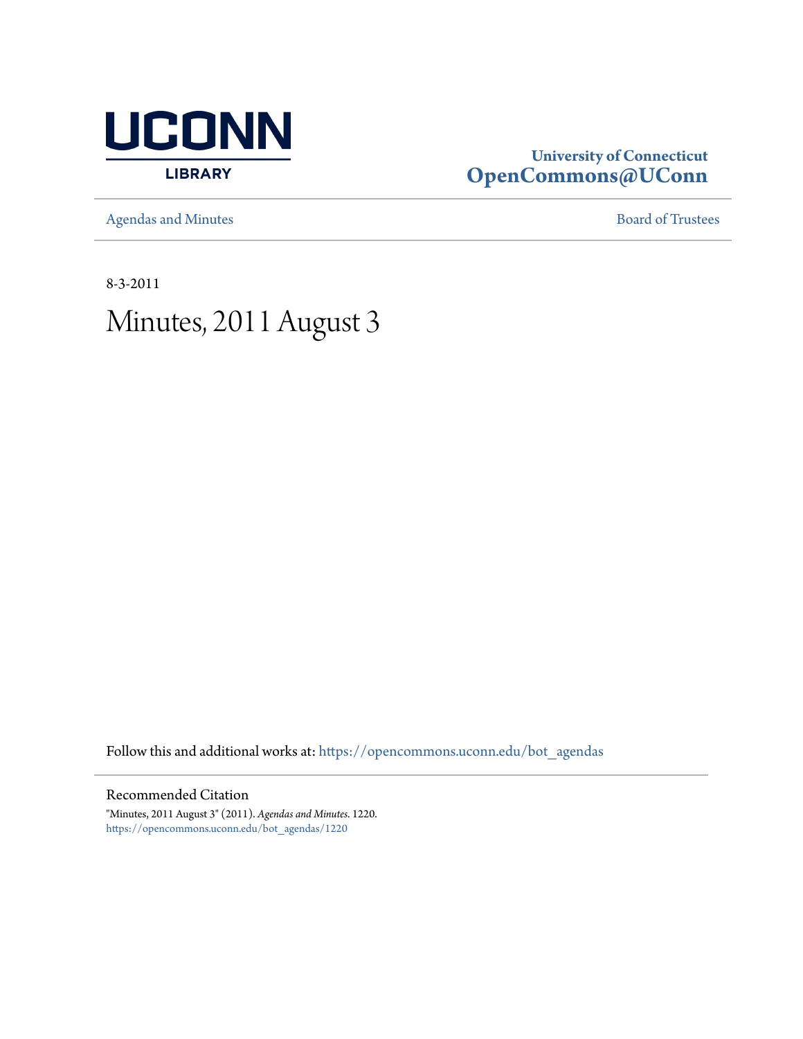UCONN LIBRARY

**University of Connecticut**
**OpenCommons@UConn**

Agendas and Minutes

Board of Trustees

8-3-2011

# Minutes, 2011 August 3

Follow this and additional works at: https://opencommons.uconn.edu/bot_agendas

## Recommended Citation

"Minutes, 2011 August 3" (2011). *Agendas and Minutes*. 1220.
https://opencommons.uconn.edu/bot_agendas/1220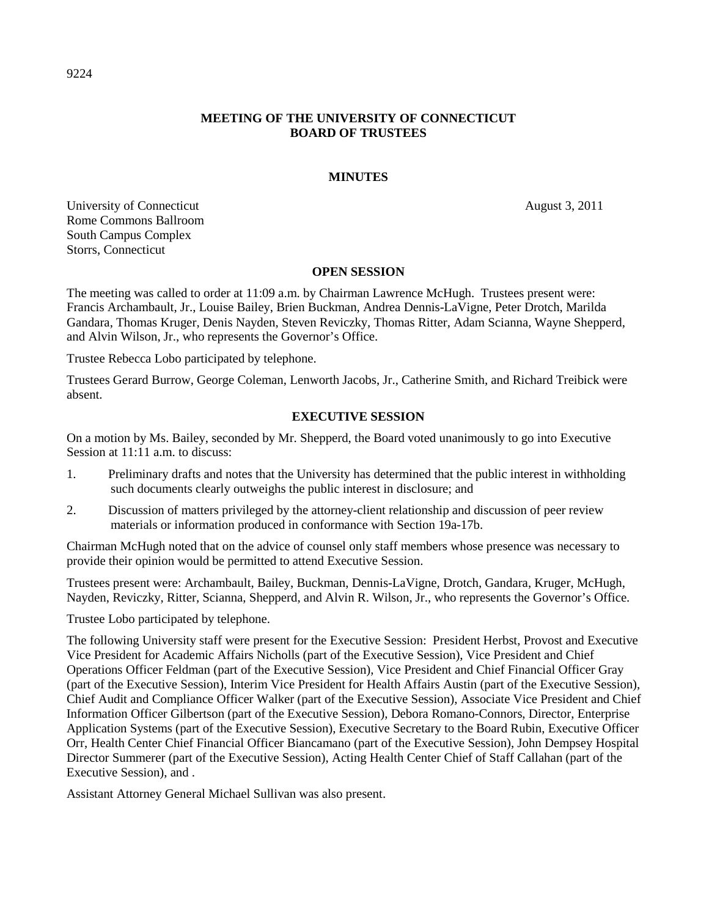# MEETING OF THE UNIVERSITY OF CONNECTICUT BOARD OF TRUSTEES

## MINUTES

University of Connecticut
Rome Commons Ballroom
South Campus Complex
Storrs, Connecticut

August 3, 2011

### OPEN SESSION

The meeting was called to order at 11:09 a.m. by Chairman Lawrence McHugh. Trustees present were: Francis Archambault, Jr., Louise Bailey, Brien Buckman, Andrea Dennis-LaVigne, Peter Drotch, Marilda Gandara, Thomas Kruger, Denis Nayden, Steven Reviczky, Thomas Ritter, Adam Scianna, Wayne Shepperd, and Alvin Wilson, Jr., who represents the Governor's Office.

Trustee Rebecca Lobo participated by telephone.

Trustees Gerard Burrow, George Coleman, Lenworth Jacobs, Jr., Catherine Smith, and Richard Treibick were absent.

### EXECUTIVE SESSION

On a motion by Ms. Bailey, seconded by Mr. Shepperd, the Board voted unanimously to go into Executive Session at 11:11 a.m. to discuss:

1. Preliminary drafts and notes that the University has determined that the public interest in withholding such documents clearly outweighs the public interest in disclosure; and
2. Discussion of matters privileged by the attorney-client relationship and discussion of peer review materials or information produced in conformance with Section 19a-17b.

Chairman McHugh noted that on the advice of counsel only staff members whose presence was necessary to provide their opinion would be permitted to attend Executive Session.

Trustees present were: Archambault, Bailey, Buckman, Dennis-LaVigne, Drotch, Gandara, Kruger, McHugh, Nayden, Reviczky, Ritter, Scianna, Shepperd, and Alvin R. Wilson, Jr., who represents the Governor's Office.

Trustee Lobo participated by telephone.

The following University staff were present for the Executive Session: President Herbst, Provost and Executive Vice President for Academic Affairs Nicholls (part of the Executive Session), Vice President and Chief Operations Officer Feldman (part of the Executive Session), Vice President and Chief Financial Officer Gray (part of the Executive Session), Interim Vice President for Health Affairs Austin (part of the Executive Session), Chief Audit and Compliance Officer Walker (part of the Executive Session), Associate Vice President and Chief Information Officer Gilbertson (part of the Executive Session), Debora Romano-Connors, Director, Enterprise Application Systems (part of the Executive Session), Executive Secretary to the Board Rubin, Executive Officer Orr, Health Center Chief Financial Officer Biancamano (part of the Executive Session), John Dempsey Hospital Director Summerer (part of the Executive Session), Acting Health Center Chief of Staff Callahan (part of the Executive Session), and .

Assistant Attorney General Michael Sullivan was also present.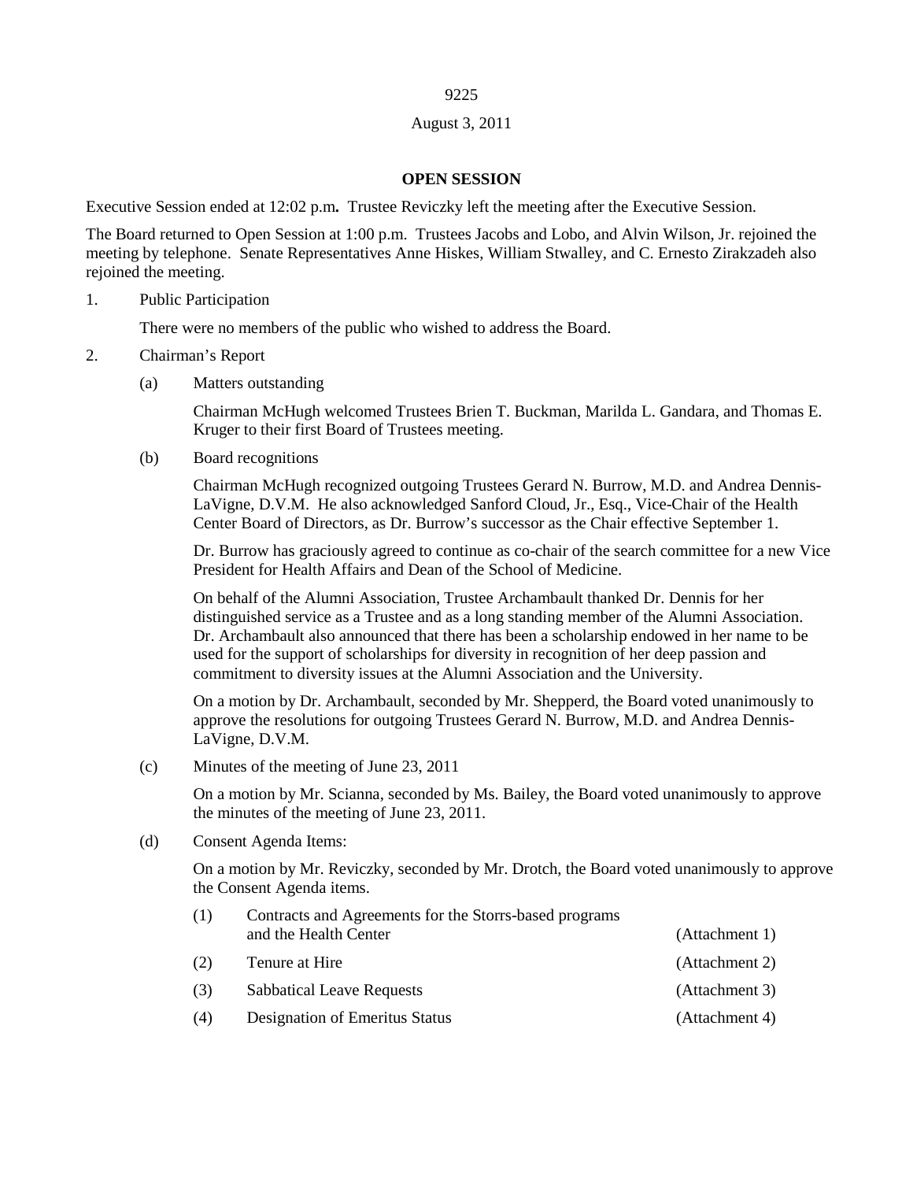August 3, 2011

**OPEN SESSION**

Executive Session ended at 12:02 p.m**.** Trustee Reviczky left the meeting after the Executive Session.

The Board returned to Open Session at 1:00 p.m. Trustees Jacobs and Lobo, and Alvin Wilson, Jr. rejoined the meeting by telephone. Senate Representatives Anne Hiskes, William Stwalley, and C. Ernesto Zirakzadeh also rejoined the meeting.

1. Public Participation

   There were no members of the public who wished to address the Board.

2. Chairman's Report

   (a) Matters outstanding

   Chairman McHugh welcomed Trustees Brien T. Buckman, Marilda L. Gandara, and Thomas E. Kruger to their first Board of Trustees meeting.

   (b) Board recognitions

   Chairman McHugh recognized outgoing Trustees Gerard N. Burrow, M.D. and Andrea Dennis-LaVigne, D.V.M. He also acknowledged Sanford Cloud, Jr., Esq., Vice-Chair of the Health Center Board of Directors, as Dr. Burrow's successor as the Chair effective September 1.

   Dr. Burrow has graciously agreed to continue as co-chair of the search committee for a new Vice President for Health Affairs and Dean of the School of Medicine.

   On behalf of the Alumni Association, Trustee Archambault thanked Dr. Dennis for her distinguished service as a Trustee and as a long standing member of the Alumni Association. Dr. Archambault also announced that there has been a scholarship endowed in her name to be used for the support of scholarships for diversity in recognition of her deep passion and commitment to diversity issues at the Alumni Association and the University.

   On a motion by Dr. Archambault, seconded by Mr. Shepperd, the Board voted unanimously to approve the resolutions for outgoing Trustees Gerard N. Burrow, M.D. and Andrea Dennis-LaVigne, D.V.M.

   (c) Minutes of the meeting of June 23, 2011

   On a motion by Mr. Scianna, seconded by Ms. Bailey, the Board voted unanimously to approve the minutes of the meeting of June 23, 2011.

   (d) Consent Agenda Items:

   On a motion by Mr. Reviczky, seconded by Mr. Drotch, the Board voted unanimously to approve the Consent Agenda items.

   (1) Contracts and Agreements for the Storrs-based programs and the Health Center (Attachment 1)

   (2) Tenure at Hire (Attachment 2)

   (3) Sabbatical Leave Requests (Attachment 3)

   (4) Designation of Emeritus Status (Attachment 4)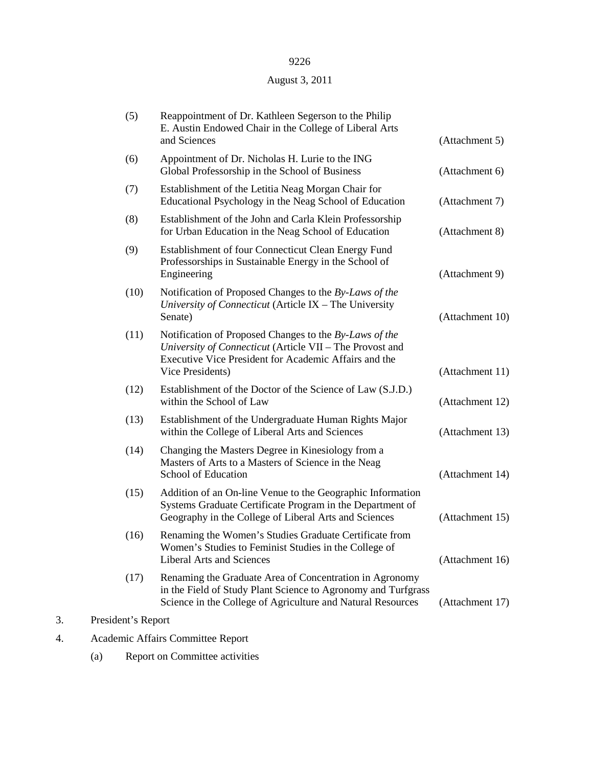August 3, 2011

(5) Reappointment of Dr. Kathleen Segerson to the Philip E. Austin Endowed Chair in the College of Liberal Arts and Sciences (Attachment 5)

(6) Appointment of Dr. Nicholas H. Lurie to the ING Global Professorship in the School of Business (Attachment 6)

(7) Establishment of the Letitia Neag Morgan Chair for Educational Psychology in the Neag School of Education (Attachment 7)

(8) Establishment of the John and Carla Klein Professorship for Urban Education in the Neag School of Education (Attachment 8)

(9) Establishment of four Connecticut Clean Energy Fund Professorships in Sustainable Energy in the School of Engineering (Attachment 9)

(10) Notification of Proposed Changes to the *By-Laws of the University of Connecticut* (Article IX – The University Senate) (Attachment 10)

(11) Notification of Proposed Changes to the *By-Laws of the University of Connecticut* (Article VII – The Provost and Executive Vice President for Academic Affairs and the Vice Presidents) (Attachment 11)

(12) Establishment of the Doctor of the Science of Law (S.J.D.) within the School of Law (Attachment 12)

(13) Establishment of the Undergraduate Human Rights Major within the College of Liberal Arts and Sciences (Attachment 13)

(14) Changing the Masters Degree in Kinesiology from a Masters of Arts to a Masters of Science in the Neag School of Education (Attachment 14)

(15) Addition of an On-line Venue to the Geographic Information Systems Graduate Certificate Program in the Department of Geography in the College of Liberal Arts and Sciences (Attachment 15)

(16) Renaming the Women's Studies Graduate Certificate from Women's Studies to Feminist Studies in the College of Liberal Arts and Sciences (Attachment 16)

(17) Renaming the Graduate Area of Concentration in Agronomy in the Field of Study Plant Science to Agronomy and Turfgrass Science in the College of Agriculture and Natural Resources (Attachment 17)

3. President's Report

4. Academic Affairs Committee Report

   (a) Report on Committee activities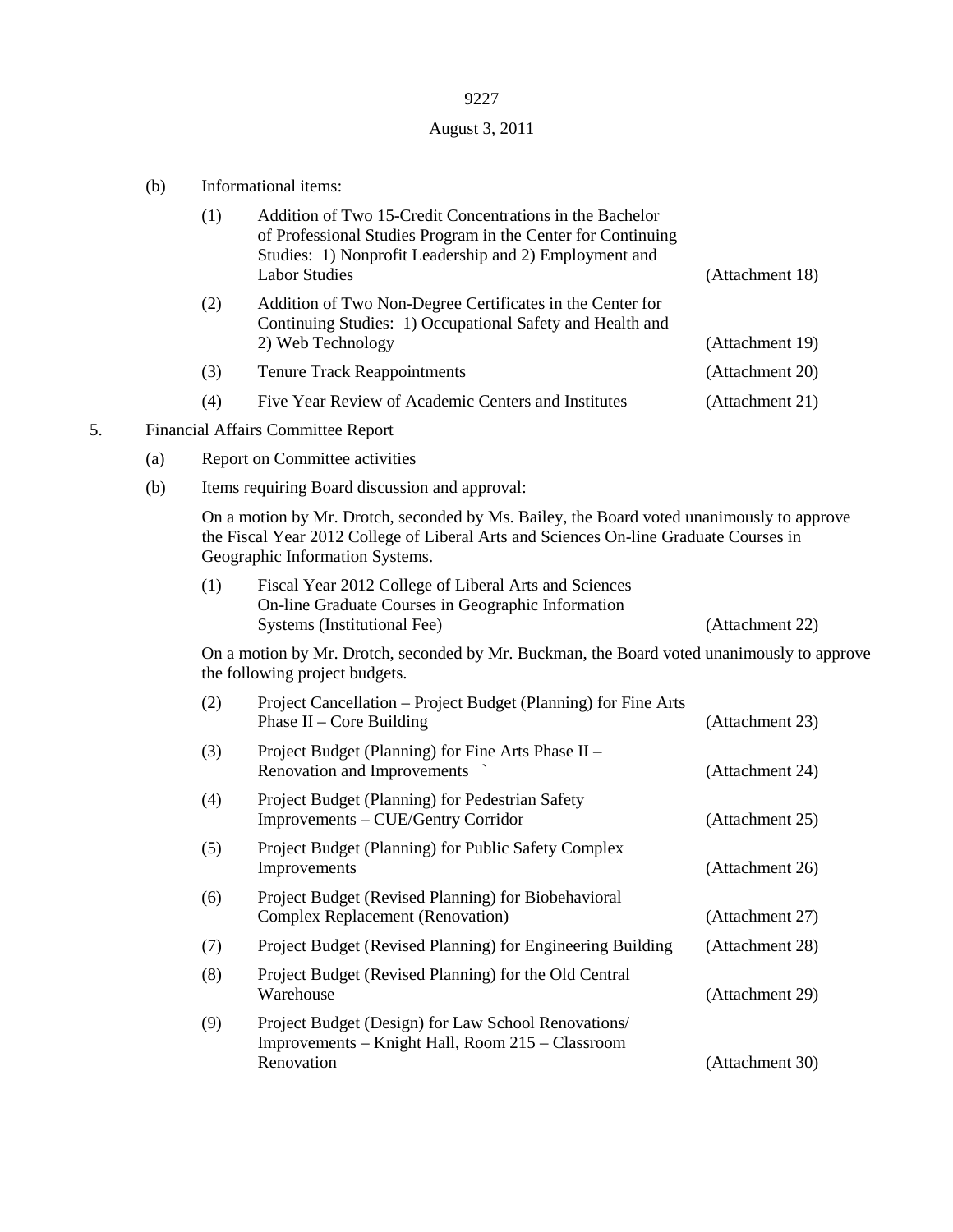August 3, 2011

(b) Informational items:

(1) Addition of Two 15-Credit Concentrations in the Bachelor of Professional Studies Program in the Center for Continuing Studies: 1) Nonprofit Leadership and 2) Employment and Labor Studies (Attachment 18)

(2) Addition of Two Non-Degree Certificates in the Center for Continuing Studies: 1) Occupational Safety and Health and 2) Web Technology (Attachment 19)

(3) Tenure Track Reappointments (Attachment 20)

(4) Five Year Review of Academic Centers and Institutes (Attachment 21)

5. Financial Affairs Committee Report

(a) Report on Committee activities

(b) Items requiring Board discussion and approval:

On a motion by Mr. Drotch, seconded by Ms. Bailey, the Board voted unanimously to approve the Fiscal Year 2012 College of Liberal Arts and Sciences On-line Graduate Courses in Geographic Information Systems.

(1) Fiscal Year 2012 College of Liberal Arts and Sciences On-line Graduate Courses in Geographic Information Systems (Institutional Fee) (Attachment 22)

On a motion by Mr. Drotch, seconded by Mr. Buckman, the Board voted unanimously to approve the following project budgets.

(2) Project Cancellation – Project Budget (Planning) for Fine Arts Phase II – Core Building (Attachment 23)

(3) Project Budget (Planning) for Fine Arts Phase II – Renovation and Improvements ` (Attachment 24)

(4) Project Budget (Planning) for Pedestrian Safety Improvements – CUE/Gentry Corridor (Attachment 25)

(5) Project Budget (Planning) for Public Safety Complex Improvements (Attachment 26)

(6) Project Budget (Revised Planning) for Biobehavioral Complex Replacement (Renovation) (Attachment 27)

(7) Project Budget (Revised Planning) for Engineering Building (Attachment 28)

(8) Project Budget (Revised Planning) for the Old Central Warehouse (Attachment 29)

(9) Project Budget (Design) for Law School Renovations/ Improvements – Knight Hall, Room 215 – Classroom Renovation (Attachment 30)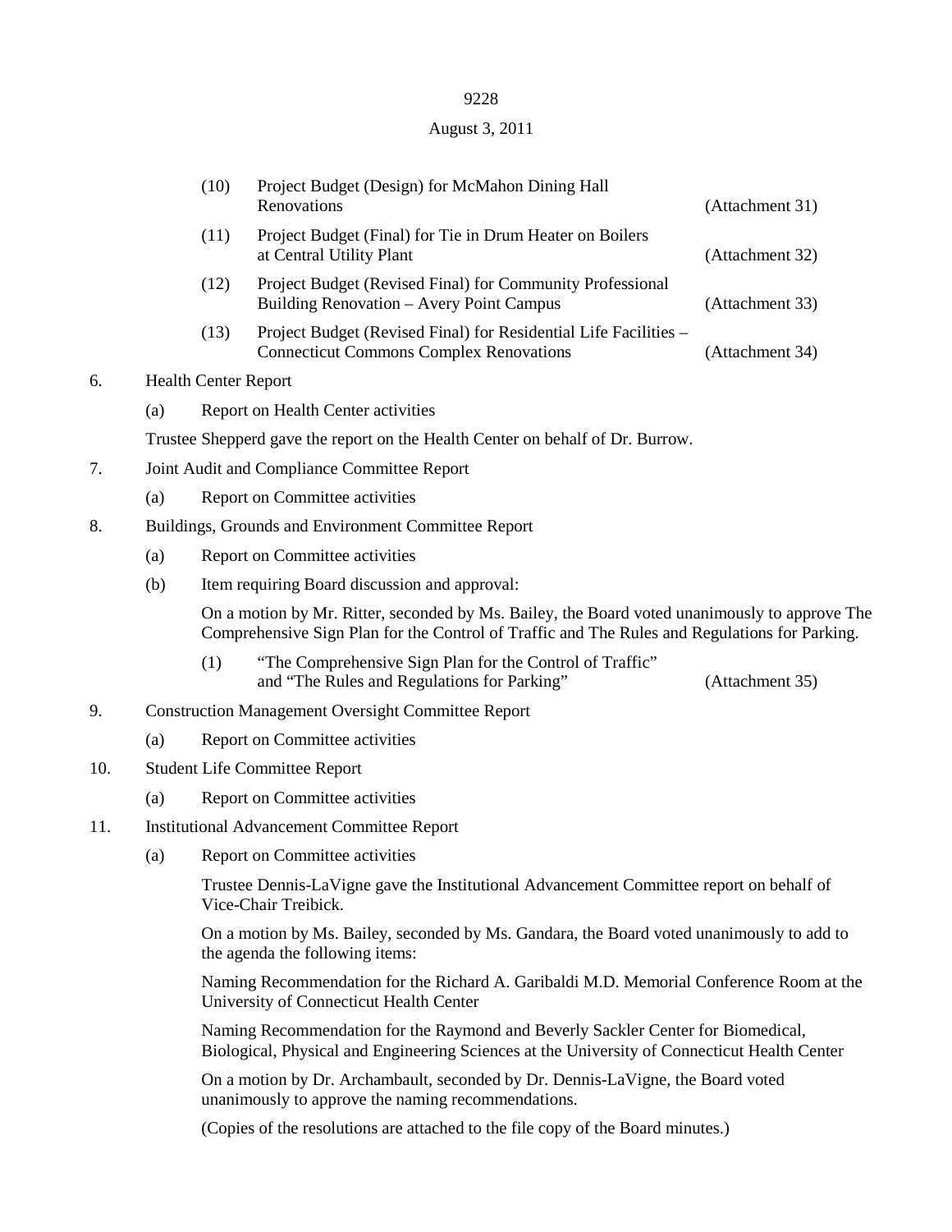(10) Project Budget (Design) for McMahon Dining Hall Renovations (Attachment 31)

(11) Project Budget (Final) for Tie in Drum Heater on Boilers at Central Utility Plant (Attachment 32)

(12) Project Budget (Revised Final) for Community Professional Building Renovation – Avery Point Campus (Attachment 33)

(13) Project Budget (Revised Final) for Residential Life Facilities – Connecticut Commons Complex Renovations (Attachment 34)

6. Health Center Report

   (a) Report on Health Center activities

   Trustee Shepperd gave the report on the Health Center on behalf of Dr. Burrow.

7. Joint Audit and Compliance Committee Report

   (a) Report on Committee activities

8. Buildings, Grounds and Environment Committee Report

   (a) Report on Committee activities

   (b) Item requiring Board discussion and approval:

   On a motion by Mr. Ritter, seconded by Ms. Bailey, the Board voted unanimously to approve The Comprehensive Sign Plan for the Control of Traffic and The Rules and Regulations for Parking.

   (1) "The Comprehensive Sign Plan for the Control of Traffic" and "The Rules and Regulations for Parking" (Attachment 35)

9. Construction Management Oversight Committee Report

   (a) Report on Committee activities

10. Student Life Committee Report

   (a) Report on Committee activities

11. Institutional Advancement Committee Report

   (a) Report on Committee activities

   Trustee Dennis-LaVigne gave the Institutional Advancement Committee report on behalf of Vice-Chair Treibick.

   On a motion by Ms. Bailey, seconded by Ms. Gandara, the Board voted unanimously to add to the agenda the following items:

   Naming Recommendation for the Richard A. Garibaldi M.D. Memorial Conference Room at the University of Connecticut Health Center

   Naming Recommendation for the Raymond and Beverly Sackler Center for Biomedical, Biological, Physical and Engineering Sciences at the University of Connecticut Health Center

   On a motion by Dr. Archambault, seconded by Dr. Dennis-LaVigne, the Board voted unanimously to approve the naming recommendations.

   (Copies of the resolutions are attached to the file copy of the Board minutes.)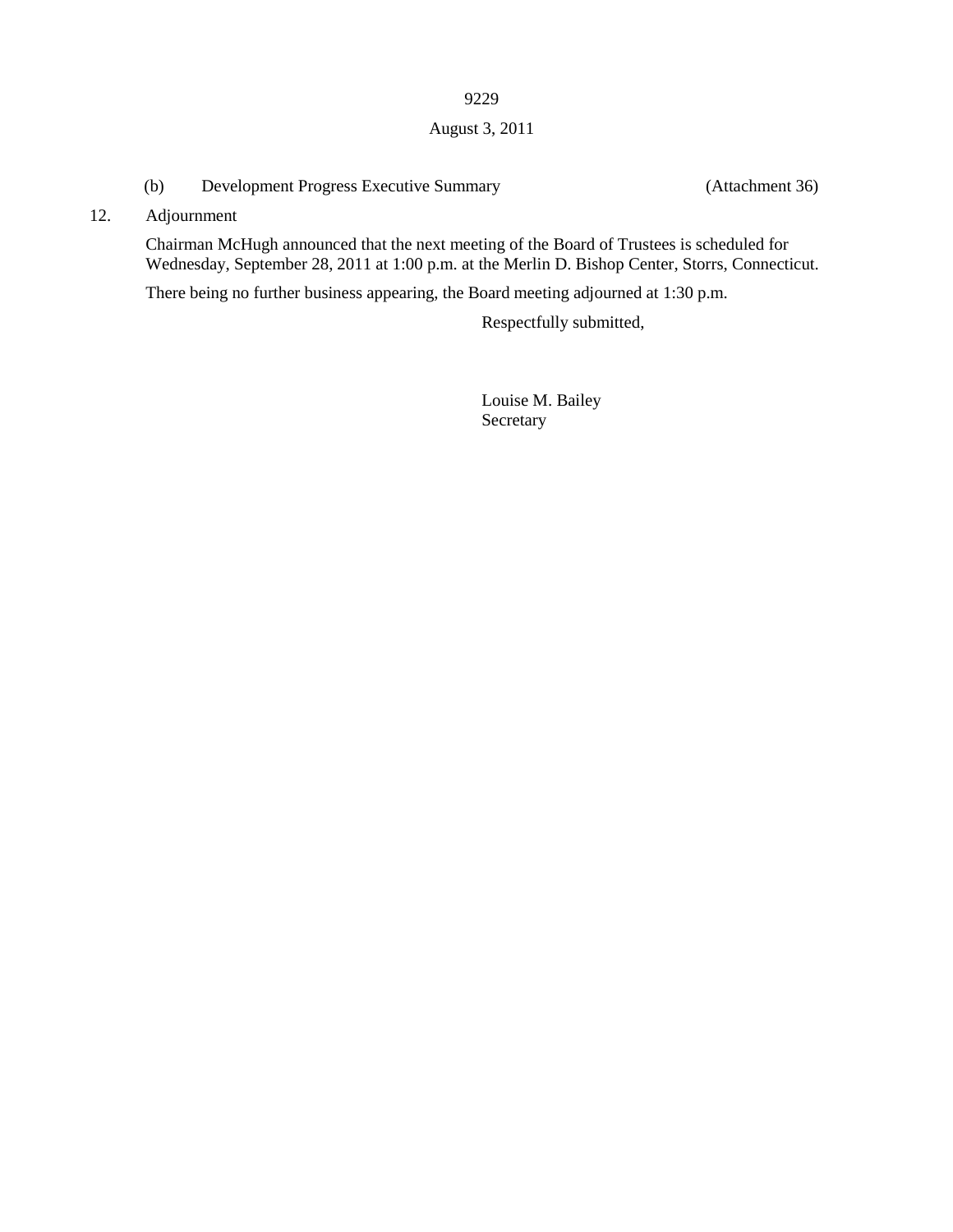(b) Development Progress Executive Summary (Attachment 36)

12. Adjournment

Chairman McHugh announced that the next meeting of the Board of Trustees is scheduled for Wednesday, September 28, 2011 at 1:00 p.m. at the Merlin D. Bishop Center, Storrs, Connecticut.

There being no further business appearing, the Board meeting adjourned at 1:30 p.m.

Respectfully submitted,

Louise M. Bailey
Secretary